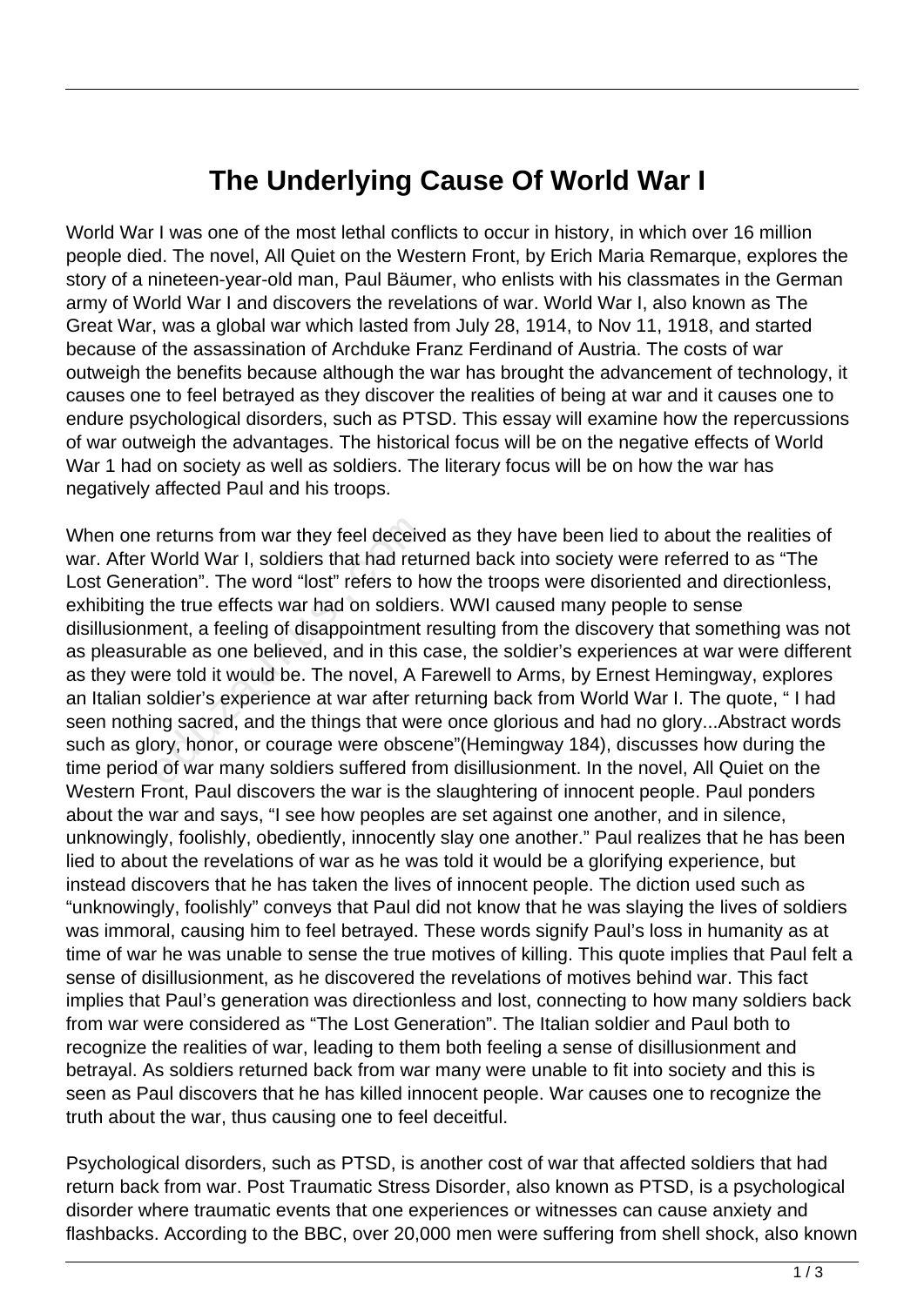# The Underlying Cause Of World War I

World War I was one of the most lethal conflicts to occur in history, in which over 16 million people died. The novel, All Quiet on the Western Front, by Erich Maria Remarque, explores the story of a nineteen-year-old man, Paul Bäumer, who enlists with his classmates in the German army of World War I and discovers the revelations of war. World War I, also known as The Great War, was a global war which lasted from July 28, 1914, to Nov 11, 1918, and started because of the assassination of Archduke Franz Ferdinand of Austria. The costs of war outweigh the benefits because although the war has brought the advancement of technology, it causes one to feel betrayed as they discover the realities of being at war and it causes one to endure psychological disorders, such as PTSD. This essay will examine how the repercussions of war outweigh the advantages. The historical focus will be on the negative effects of World War 1 had on society as well as soldiers. The literary focus will be on how the war has negatively affected Paul and his troops.

When one returns from war they feel deceived as they have been lied to about the realities of war. After World War I, soldiers that had returned back into society were referred to as "The Lost Generation". The word "lost" refers to how the troops were disoriented and directionless, exhibiting the true effects war had on soldiers. WWI caused many people to sense disillusionment, a feeling of disappointment resulting from the discovery that something was not as pleasurable as one believed, and in this case, the soldier's experiences at war were different as they were told it would be. The novel, A Farewell to Arms, by Ernest Hemingway, explores an Italian soldier's experience at war after returning back from World War I. The quote, " I had seen nothing sacred, and the things that were once glorious and had no glory...Abstract words such as glory, honor, or courage were obscene"(Hemingway 184), discusses how during the time period of war many soldiers suffered from disillusionment. In the novel, All Quiet on the Western Front, Paul discovers the war is the slaughtering of innocent people. Paul ponders about the war and says, "I see how peoples are set against one another, and in silence, unknowingly, foolishly, obediently, innocently slay one another." Paul realizes that he has been lied to about the revelations of war as he was told it would be a glorifying experience, but instead discovers that he has taken the lives of innocent people. The diction used such as "unknowingly, foolishly" conveys that Paul did not know that he was slaying the lives of soldiers was immoral, causing him to feel betrayed. These words signify Paul's loss in humanity as at time of war he was unable to sense the true motives of killing. This quote implies that Paul felt a sense of disillusionment, as he discovered the revelations of motives behind war. This fact implies that Paul's generation was directionless and lost, connecting to how many soldiers back from war were considered as "The Lost Generation". The Italian soldier and Paul both to recognize the realities of war, leading to them both feeling a sense of disillusionment and betrayal. As soldiers returned back from war many were unable to fit into society and this is seen as Paul discovers that he has killed innocent people. War causes one to recognize the truth about the war, thus causing one to feel deceitful.

Psychological disorders, such as PTSD, is another cost of war that affected soldiers that had return back from war. Post Traumatic Stress Disorder, also known as PTSD, is a psychological disorder where traumatic events that one experiences or witnesses can cause anxiety and flashbacks. According to the BBC, over 20,000 men were suffering from shell shock, also known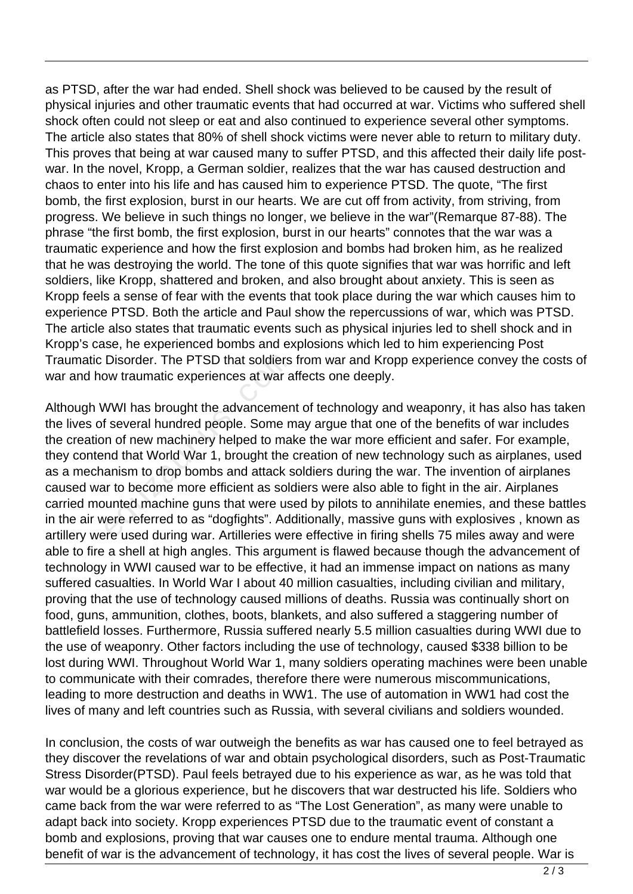as PTSD, after the war had ended. Shell shock was believed to be caused by the result of physical injuries and other traumatic events that had occurred at war. Victims who suffered shell shock often could not sleep or eat and also continued to experience several other symptoms. The article also states that 80% of shell shock victims were never able to return to military duty. This proves that being at war caused many to suffer PTSD, and this affected their daily life post-war. In the novel, Kropp, a German soldier, realizes that the war has caused destruction and chaos to enter into his life and has caused him to experience PTSD. The quote, "The first bomb, the first explosion, burst in our hearts. We are cut off from activity, from striving, from progress. We believe in such things no longer, we believe in the war"(Remarque 87-88). The phrase "the first bomb, the first explosion, burst in our hearts" connotes that the war was a traumatic experience and how the first explosion and bombs had broken him, as he realized that he was destroying the world. The tone of this quote signifies that war was horrific and left soldiers, like Kropp, shattered and broken, and also brought about anxiety. This is seen as Kropp feels a sense of fear with the events that took place during the war which causes him to experience PTSD. Both the article and Paul show the repercussions of war, which was PTSD. The article also states that traumatic events such as physical injuries led to shell shock and in Kropp's case, he experienced bombs and explosions which led to him experiencing Post Traumatic Disorder. The PTSD that soldiers from war and Kropp experience convey the costs of war and how traumatic experiences at war affects one deeply.

Although WWI has brought the advancement of technology and weaponry, it has also has taken the lives of several hundred people. Some may argue that one of the benefits of war includes the creation of new machinery helped to make the war more efficient and safer. For example, they contend that World War 1, brought the creation of new technology such as airplanes, used as a mechanism to drop bombs and attack soldiers during the war. The invention of airplanes caused war to become more efficient as soldiers were also able to fight in the air. Airplanes carried mounted machine guns that were used by pilots to annihilate enemies, and these battles in the air were referred to as "dogfights". Additionally, massive guns with explosives , known as artillery were used during war. Artilleries were effective in firing shells 75 miles away and were able to fire a shell at high angles. This argument is flawed because though the advancement of technology in WWI caused war to be effective, it had an immense impact on nations as many suffered casualties. In World War I about 40 million casualties, including civilian and military, proving that the use of technology caused millions of deaths. Russia was continually short on food, guns, ammunition, clothes, boots, blankets, and also suffered a staggering number of battlefield losses. Furthermore, Russia suffered nearly 5.5 million casualties during WWI due to the use of weaponry. Other factors including the use of technology, caused $338 billion to be lost during WWI. Throughout World War 1, many soldiers operating machines were been unable to communicate with their comrades, therefore there were numerous miscommunications, leading to more destruction and deaths in WW1. The use of automation in WW1 had cost the lives of many and left countries such as Russia, with several civilians and soldiers wounded.

In conclusion, the costs of war outweigh the benefits as war has caused one to feel betrayed as they discover the revelations of war and obtain psychological disorders, such as Post-Traumatic Stress Disorder(PTSD). Paul feels betrayed due to his experience as war, as he was told that war would be a glorious experience, but he discovers that war destructed his life. Soldiers who came back from the war were referred to as "The Lost Generation", as many were unable to adapt back into society. Kropp experiences PTSD due to the traumatic event of constant a bomb and explosions, proving that war causes one to endure mental trauma. Although one benefit of war is the advancement of technology, it has cost the lives of several people. War is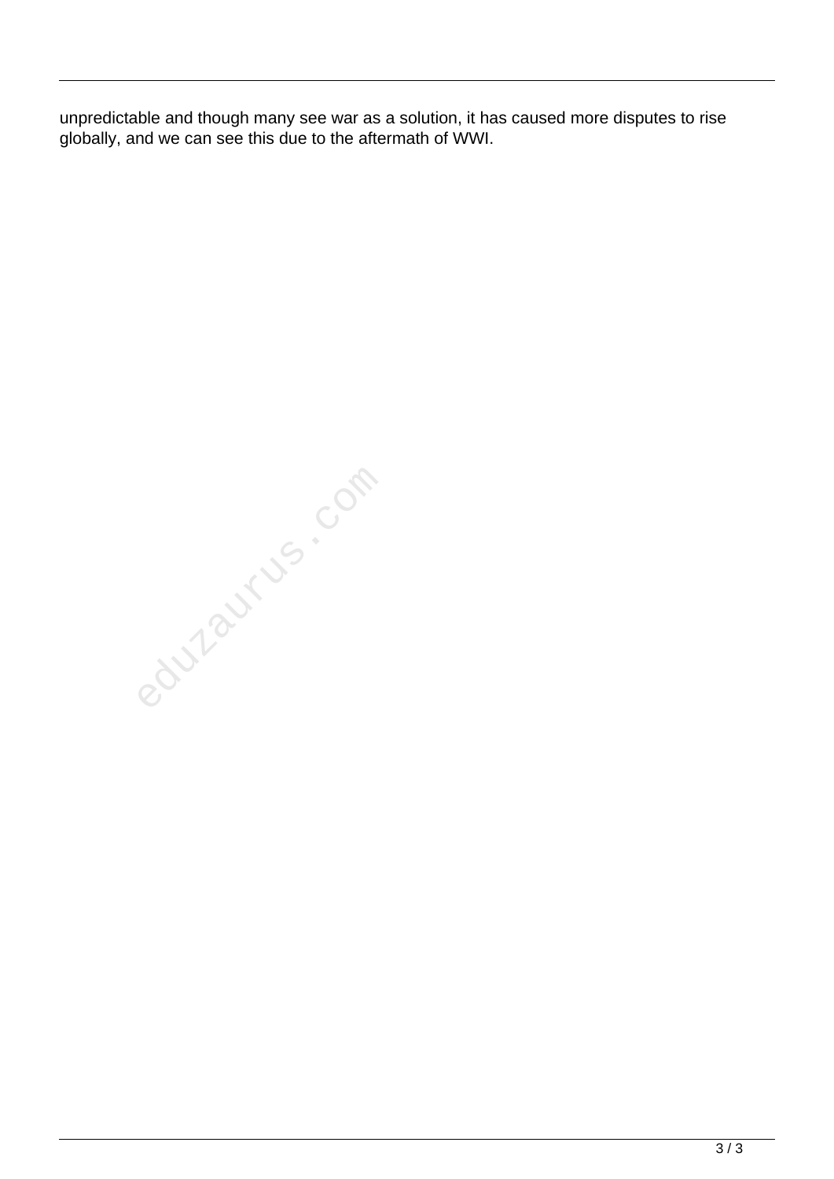unpredictable and though many see war as a solution, it has caused more disputes to rise globally, and we can see this due to the aftermath of WWI.